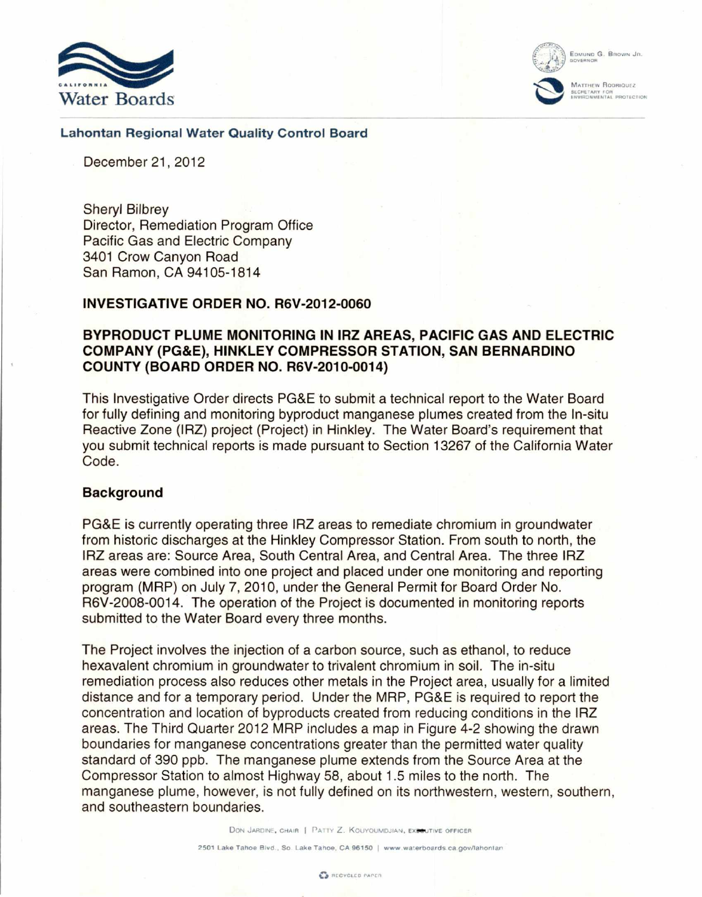CALIFORNIA Water Boards

EDMUND G. BROWN JR. GOVERNOR

MATTHEW RODRIQUEZ SECRETARY FOR ENVIRONMENTAL PROTECTION

**Lahontan Regional Water Quality Control Board**

December 21, 2012

Sheryl Bilbrey
Director, Remediation Program Office
Pacific Gas and Electric Company
3401 Crow Canyon Road
San Ramon, CA 94105-1814

**INVESTIGATIVE ORDER NO. R6V-2012-0060**

**BYPRODUCT PLUME MONITORING IN IRZ AREAS, PACIFIC GAS AND ELECTRIC COMPANY (PG&E), HINKLEY COMPRESSOR STATION, SAN BERNARDINO COUNTY (BOARD ORDER NO. R6V-2010-0014)**

This Investigative Order directs PG&E to submit a technical report to the Water Board for fully defining and monitoring byproduct manganese plumes created from the In-situ Reactive Zone (IRZ) project (Project) in Hinkley. The Water Board's requirement that you submit technical reports is made pursuant to Section 13267 of the California Water Code.

## Background

PG&E is currently operating three IRZ areas to remediate chromium in groundwater from historic discharges at the Hinkley Compressor Station. From south to north, the IRZ areas are: Source Area, South Central Area, and Central Area. The three IRZ areas were combined into one project and placed under one monitoring and reporting program (MRP) on July 7, 2010, under the General Permit for Board Order No. R6V-2008-0014. The operation of the Project is documented in monitoring reports submitted to the Water Board every three months.

The Project involves the injection of a carbon source, such as ethanol, to reduce hexavalent chromium in groundwater to trivalent chromium in soil. The in-situ remediation process also reduces other metals in the Project area, usually for a limited distance and for a temporary period. Under the MRP, PG&E is required to report the concentration and location of byproducts created from reducing conditions in the IRZ areas. The Third Quarter 2012 MRP includes a map in Figure 4-2 showing the drawn boundaries for manganese concentrations greater than the permitted water quality standard of 390 ppb. The manganese plume extends from the Source Area at the Compressor Station to almost Highway 58, about 1.5 miles to the north. The manganese plume, however, is not fully defined on its northwestern, western, southern, and southeastern boundaries.

DON JARDINE, CHAIR | PATTY Z. KOUYOUMDJIAN, EXECUTIVE OFFICER

2501 Lake Tahoe Blvd., So. Lake Tahoe, CA 96150 | www.waterboards.ca.gov/lahontan

RECYCLED PAPER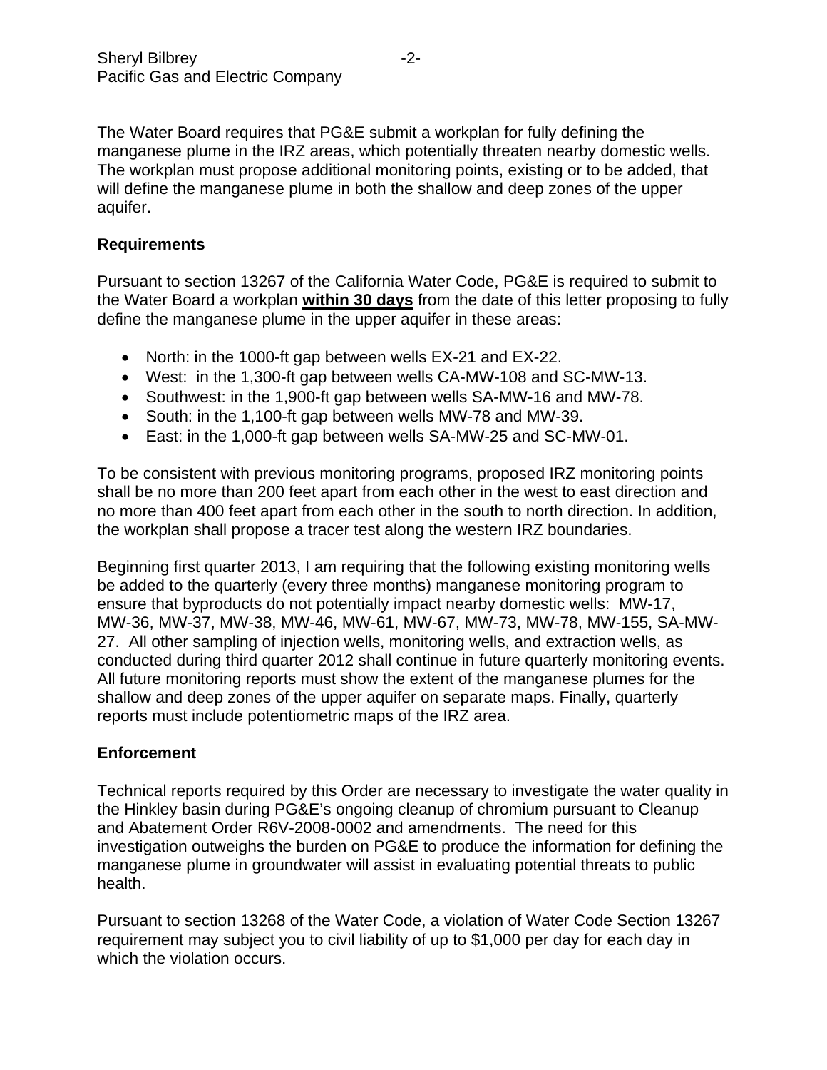The Water Board requires that PG&E submit a workplan for fully defining the manganese plume in the IRZ areas, which potentially threaten nearby domestic wells. The workplan must propose additional monitoring points, existing or to be added, that will define the manganese plume in both the shallow and deep zones of the upper aquifer.

**Requirements**

Pursuant to section 13267 of the California Water Code, PG&E is required to submit to the Water Board a workplan **within 30 days** from the date of this letter proposing to fully define the manganese plume in the upper aquifer in these areas:

- North: in the 1000-ft gap between wells EX-21 and EX-22.
- West: in the 1,300-ft gap between wells CA-MW-108 and SC-MW-13.
- Southwest: in the 1,900-ft gap between wells SA-MW-16 and MW-78.
- South: in the 1,100-ft gap between wells MW-78 and MW-39.
- East: in the 1,000-ft gap between wells SA-MW-25 and SC-MW-01.

To be consistent with previous monitoring programs, proposed IRZ monitoring points shall be no more than 200 feet apart from each other in the west to east direction and no more than 400 feet apart from each other in the south to north direction. In addition, the workplan shall propose a tracer test along the western IRZ boundaries.

Beginning first quarter 2013, I am requiring that the following existing monitoring wells be added to the quarterly (every three months) manganese monitoring program to ensure that byproducts do not potentially impact nearby domestic wells: MW-17, MW-36, MW-37, MW-38, MW-46, MW-61, MW-67, MW-73, MW-78, MW-155, SA-MW-27. All other sampling of injection wells, monitoring wells, and extraction wells, as conducted during third quarter 2012 shall continue in future quarterly monitoring events. All future monitoring reports must show the extent of the manganese plumes for the shallow and deep zones of the upper aquifer on separate maps. Finally, quarterly reports must include potentiometric maps of the IRZ area.

**Enforcement**

Technical reports required by this Order are necessary to investigate the water quality in the Hinkley basin during PG&E's ongoing cleanup of chromium pursuant to Cleanup and Abatement Order R6V-2008-0002 and amendments. The need for this investigation outweighs the burden on PG&E to produce the information for defining the manganese plume in groundwater will assist in evaluating potential threats to public health.

Pursuant to section 13268 of the Water Code, a violation of Water Code Section 13267 requirement may subject you to civil liability of up to $1,000 per day for each day in which the violation occurs.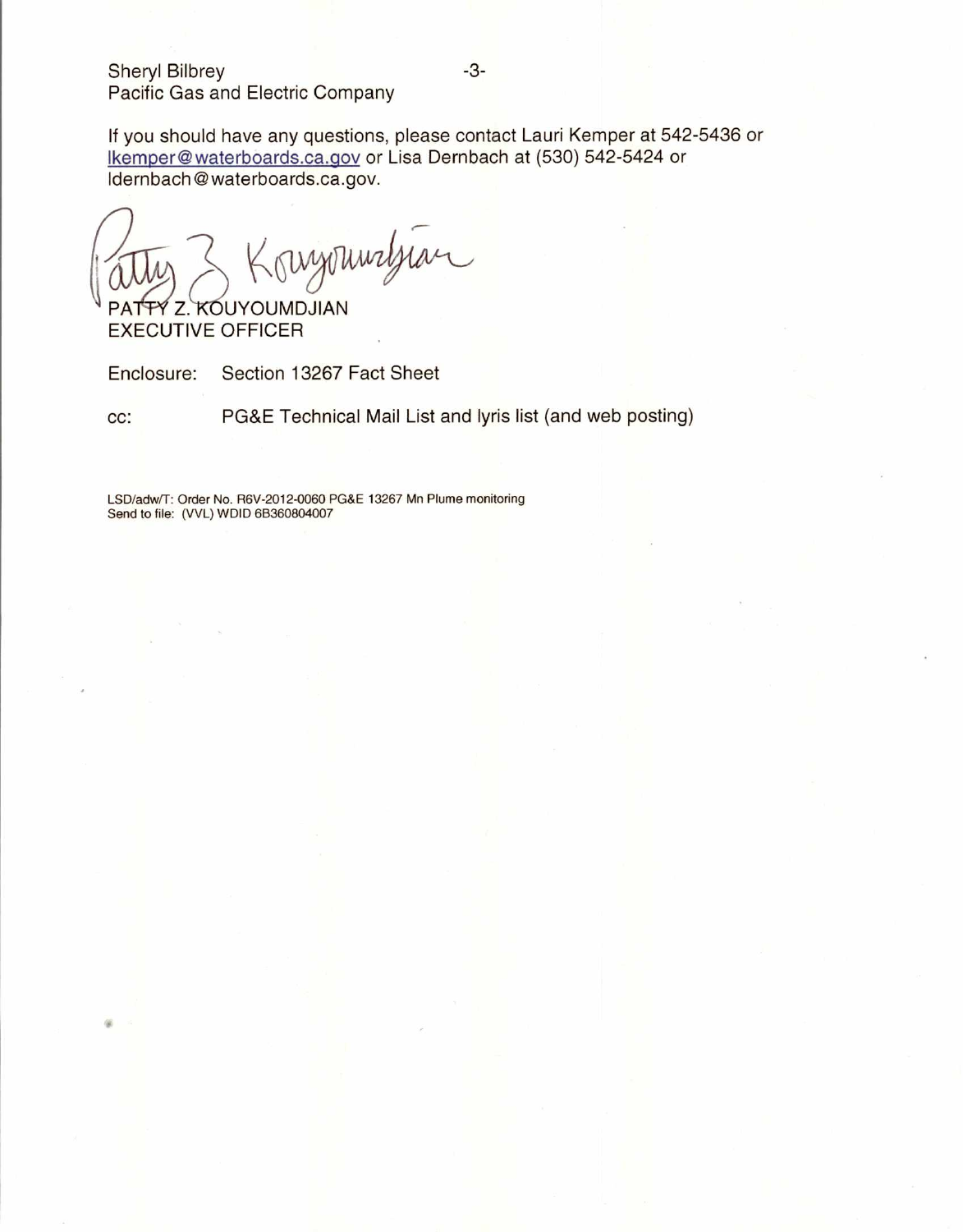Sheryl Bilbrey
Pacific Gas and Electric Company

If you should have any questions, please contact Lauri Kemper at 542-5436 or lkemper@waterboards.ca.gov or Lisa Dernbach at (530) 542-5424 or ldernbach@waterboards.ca.gov.

PATTY Z. KOUYOUMDJIAN
EXECUTIVE OFFICER

Enclosure: Section 13267 Fact Sheet

cc: PG&E Technical Mail List and lyris list (and web posting)

LSD/adw/T: Order No. R6V-2012-0060 PG&E 13267 Mn Plume monitoring
Send to file: (VVL) WDID 6B360804007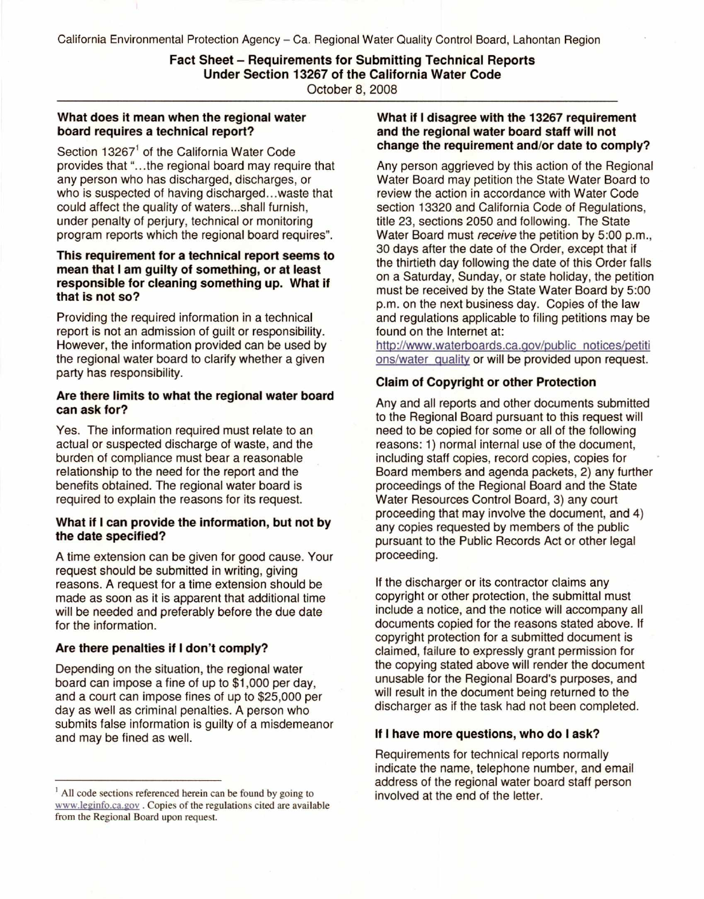California Environmental Protection Agency – Ca. Regional Water Quality Control Board, Lahontan Region

# Fact Sheet – Requirements for Submitting Technical Reports Under Section 13267 of the California Water Code

October 8, 2008

### What does it mean when the regional water board requires a technical report?

Section 13267[1] of the California Water Code provides that "...the regional board may require that any person who has discharged, discharges, or who is suspected of having discharged...waste that could affect the quality of waters...shall furnish, under penalty of perjury, technical or monitoring program reports which the regional board requires".

### This requirement for a technical report seems to mean that I am guilty of something, or at least responsible for cleaning something up. What if that is not so?

Providing the required information in a technical report is not an admission of guilt or responsibility. However, the information provided can be used by the regional water board to clarify whether a given party has responsibility.

### Are there limits to what the regional water board can ask for?

Yes. The information required must relate to an actual or suspected discharge of waste, and the burden of compliance must bear a reasonable relationship to the need for the report and the benefits obtained. The regional water board is required to explain the reasons for its request.

### What if I can provide the information, but not by the date specified?

A time extension can be given for good cause. Your request should be submitted in writing, giving reasons. A request for a time extension should be made as soon as it is apparent that additional time will be needed and preferably before the due date for the information.

### Are there penalties if I don't comply?

Depending on the situation, the regional water board can impose a fine of up to $1,000 per day, and a court can impose fines of up to $25,000 per day as well as criminal penalties. A person who submits false information is guilty of a misdemeanor and may be fined as well.

### What if I disagree with the 13267 requirement and the regional water board staff will not change the requirement and/or date to comply?

Any person aggrieved by this action of the Regional Water Board may petition the State Water Board to review the action in accordance with Water Code section 13320 and California Code of Regulations, title 23, sections 2050 and following. The State Water Board must *receive* the petition by 5:00 p.m., 30 days after the date of the Order, except that if the thirtieth day following the date of this Order falls on a Saturday, Sunday, or state holiday, the petition must be received by the State Water Board by 5:00 p.m. on the next business day. Copies of the law and regulations applicable to filing petitions may be found on the Internet at: http://www.waterboards.ca.gov/public_notices/petitions/water_quality or will be provided upon request.

### Claim of Copyright or other Protection

Any and all reports and other documents submitted to the Regional Board pursuant to this request will need to be copied for some or all of the following reasons: 1) normal internal use of the document, including staff copies, record copies, copies for Board members and agenda packets, 2) any further proceedings of the Regional Board and the State Water Resources Control Board, 3) any court proceeding that may involve the document, and 4) any copies requested by members of the public pursuant to the Public Records Act or other legal proceeding.

If the discharger or its contractor claims any copyright or other protection, the submittal must include a notice, and the notice will accompany all documents copied for the reasons stated above. If copyright protection for a submitted document is claimed, failure to expressly grant permission for the copying stated above will render the document unusable for the Regional Board's purposes, and will result in the document being returned to the discharger as if the task had not been completed.

### If I have more questions, who do I ask?

Requirements for technical reports normally indicate the name, telephone number, and email address of the regional water board staff person involved at the end of the letter.

---

[1] All code sections referenced herein can be found by going to www.leginfo.ca.gov . Copies of the regulations cited are available from the Regional Board upon request.